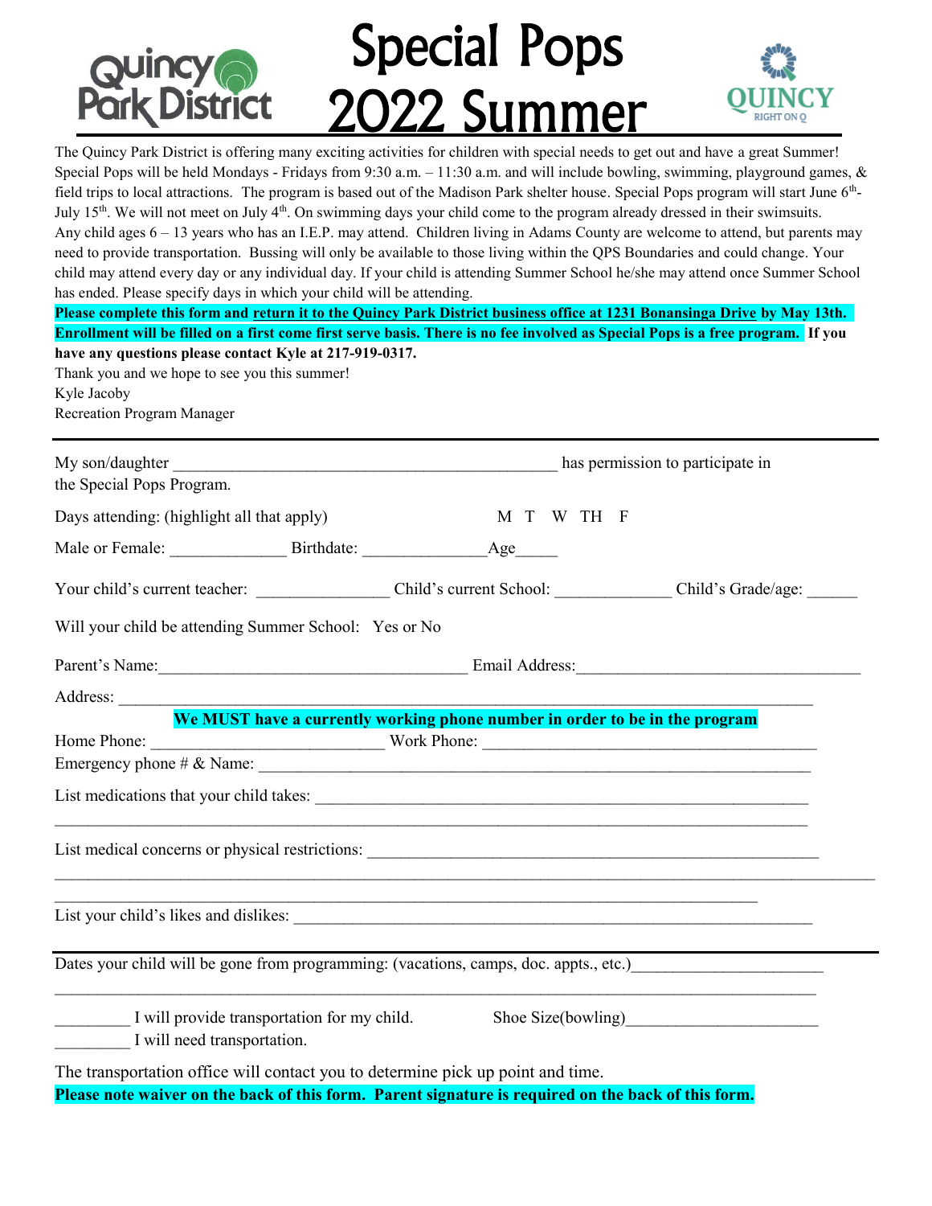# Special Pops 2022 Summer

The Quincy Park District is offering many exciting activities for children with special needs to get out and have a great Summer! Special Pops will be held Mondays - Fridays from 9:30 a.m. – 11:30 a.m. and will include bowling, swimming, playground games, & field trips to local attractions. The program is based out of the Madison Park shelter house. Special Pops program will start June 6th-July 15th. We will not meet on July 4th. On swimming days your child come to the program already dressed in their swimsuits. Any child ages 6 – 13 years who has an I.E.P. may attend. Children living in Adams County are welcome to attend, but parents may need to provide transportation. Bussing will only be available to those living within the QPS Boundaries and could change. Your child may attend every day or any individual day. If your child is attending Summer School he/she may attend once Summer School has ended. Please specify days in which your child will be attending.

**Please complete this form and return it to the Quincy Park District business office at 1231 Bonansinga Drive by May 13th. Enrollment will be filled on a first come first serve basis. There is no fee involved as Special Pops is a free program. If you have any questions please contact Kyle at 217-919-0317.**

Thank you and we hope to see you this summer!
Kyle Jacoby
Recreation Program Manager

---

My son/daughter ______________________________________________ has permission to participate in the Special Pops Program.

Days attending: (highlight all that apply) M T W TH F

Male or Female: _____________ Birthdate: ______________Age_____

Your child's current teacher: _______________ Child's current School: _____________ Child's Grade/age: ______

Will your child be attending Summer School: Yes or No

Parent's Name:____________________________________ Email Address:_________________________________

Address: ________________________________________________________________________________

**We MUST have a currently working phone number in order to be in the program**

Home Phone: ____________________________ Work Phone: ______________________________________

Emergency phone # & Name: _______________________________________________________________

List medications that your child takes: _____________________________________________________

_______________________________________________________________________________________

List medical concerns or physical restrictions: _______________________________________________

_______________________________________________________________________________________

_______________________________________________________________________________________

List your child's likes and dislikes: ________________________________________________________

---

Dates your child will be gone from programming: (vacations, camps, doc. appts., etc.)______________________

_______________________________________________________________________________________

_________ I will provide transportation for my child. Shoe Size(bowling)______________________

_________ I will need transportation.

The transportation office will contact you to determine pick up point and time.

**Please note waiver on the back of this form. Parent signature is required on the back of this form.**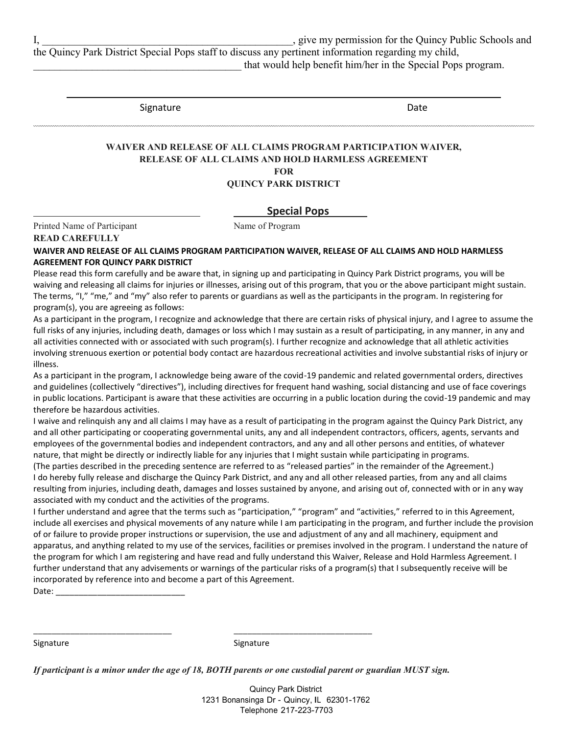I, ________________________________________________, give my permission for the Quincy Public Schools and the Quincy Park District Special Pops staff to discuss any pertinent information regarding my child, ________________________________________ that would help benefit him/her in the Special Pops program.

______________________________________________________________________

Signature                                                                                                    Date

---

**WAIVER AND RELEASE OF ALL CLAIMS PROGRAM PARTICIPATION WAIVER, RELEASE OF ALL CLAIMS AND HOLD HARMLESS AGREEMENT FOR QUINCY PARK DISTRICT**

____________________________________          **Special Pops**

Printed Name of Participant                              Name of Program

**READ CAREFULLY**

**WAIVER AND RELEASE OF ALL CLAIMS PROGRAM PARTICIPATION WAIVER, RELEASE OF ALL CLAIMS AND HOLD HARMLESS AGREEMENT FOR QUINCY PARK DISTRICT**

Please read this form carefully and be aware that, in signing up and participating in Quincy Park District programs, you will be waiving and releasing all claims for injuries or illnesses, arising out of this program, that you or the above participant might sustain. The terms, "I," "me," and "my" also refer to parents or guardians as well as the participants in the program. In registering for program(s), you are agreeing as follows:

As a participant in the program, I recognize and acknowledge that there are certain risks of physical injury, and I agree to assume the full risks of any injuries, including death, damages or loss which I may sustain as a result of participating, in any manner, in any and all activities connected with or associated with such program(s). I further recognize and acknowledge that all athletic activities involving strenuous exertion or potential body contact are hazardous recreational activities and involve substantial risks of injury or illness.

As a participant in the program, I acknowledge being aware of the covid-19 pandemic and related governmental orders, directives and guidelines (collectively "directives"), including directives for frequent hand washing, social distancing and use of face coverings in public locations. Participant is aware that these activities are occurring in a public location during the covid-19 pandemic and may therefore be hazardous activities.

I waive and relinquish any and all claims I may have as a result of participating in the program against the Quincy Park District, any and all other participating or cooperating governmental units, any and all independent contractors, officers, agents, servants and employees of the governmental bodies and independent contractors, and any and all other persons and entities, of whatever nature, that might be directly or indirectly liable for any injuries that I might sustain while participating in programs.

(The parties described in the preceding sentence are referred to as "released parties" in the remainder of the Agreement.)

I do hereby fully release and discharge the Quincy Park District, and any and all other released parties, from any and all claims resulting from injuries, including death, damages and losses sustained by anyone, and arising out of, connected with or in any way associated with my conduct and the activities of the programs.

I further understand and agree that the terms such as "participation," "program" and "activities," referred to in this Agreement, include all exercises and physical movements of any nature while I am participating in the program, and further include the provision of or failure to provide proper instructions or supervision, the use and adjustment of any and all machinery, equipment and apparatus, and anything related to my use of the services, facilities or premises involved in the program. I understand the nature of the program for which I am registering and have read and fully understand this Waiver, Release and Hold Harmless Agreement. I further understand that any advisements or warnings of the particular risks of a program(s) that I subsequently receive will be incorporated by reference into and become a part of this Agreement.

Date: ____________________________

______________________________          ______________________________

Signature                                                    Signature

***If participant is a minor under the age of 18, BOTH parents or one custodial parent or guardian MUST sign.***

Quincy Park District
1231 Bonansinga Dr - Quincy, IL 62301-1762
Telephone 217-223-7703